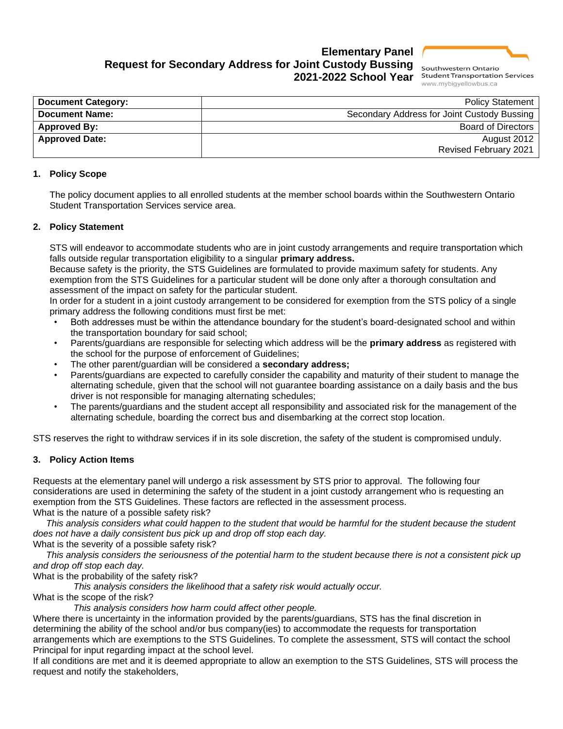# Elementary Panel
# Request for Secondary Address for Joint Custody Bussing
# 2021-2022 School Year

Southwestern Ontario Student Transportation Services
www.mybigyellowbus.ca

| **Document Category:** | Policy Statement |
|---|---|
| **Document Name:** | Secondary Address for Joint Custody Bussing |
| **Approved By:** | Board of Directors |
| **Approved Date:** | August 2012<br>Revised February 2021 |

## 1. Policy Scope

The policy document applies to all enrolled students at the member school boards within the Southwestern Ontario Student Transportation Services service area.

## 2. Policy Statement

STS will endeavor to accommodate students who are in joint custody arrangements and require transportation which falls outside regular transportation eligibility to a singular **primary address.**

Because safety is the priority, the STS Guidelines are formulated to provide maximum safety for students. Any exemption from the STS Guidelines for a particular student will be done only after a thorough consultation and assessment of the impact on safety for the particular student.

In order for a student in a joint custody arrangement to be considered for exemption from the STS policy of a single primary address the following conditions must first be met:

- Both addresses must be within the attendance boundary for the student's board-designated school and within the transportation boundary for said school;
- Parents/guardians are responsible for selecting which address will be the **primary address** as registered with the school for the purpose of enforcement of Guidelines;
- The other parent/guardian will be considered a **secondary address;**
- Parents/guardians are expected to carefully consider the capability and maturity of their student to manage the alternating schedule, given that the school will not guarantee boarding assistance on a daily basis and the bus driver is not responsible for managing alternating schedules;
- The parents/guardians and the student accept all responsibility and associated risk for the management of the alternating schedule, boarding the correct bus and disembarking at the correct stop location.

STS reserves the right to withdraw services if in its sole discretion, the safety of the student is compromised unduly.

## 3. Policy Action Items

Requests at the elementary panel will undergo a risk assessment by STS prior to approval. The following four considerations are used in determining the safety of the student in a joint custody arrangement who is requesting an exemption from the STS Guidelines. These factors are reflected in the assessment process.

What is the nature of a possible safety risk?

*This analysis considers what could happen to the student that would be harmful for the student because the student does not have a daily consistent bus pick up and drop off stop each day.*

What is the severity of a possible safety risk?

*This analysis considers the seriousness of the potential harm to the student because there is not a consistent pick up and drop off stop each day.*

What is the probability of the safety risk?

*This analysis considers the likelihood that a safety risk would actually occur.*

What is the scope of the risk?

*This analysis considers how harm could affect other people.*

Where there is uncertainty in the information provided by the parents/guardians, STS has the final discretion in determining the ability of the school and/or bus company(ies) to accommodate the requests for transportation arrangements which are exemptions to the STS Guidelines. To complete the assessment, STS will contact the school Principal for input regarding impact at the school level.

If all conditions are met and it is deemed appropriate to allow an exemption to the STS Guidelines, STS will process the request and notify the stakeholders,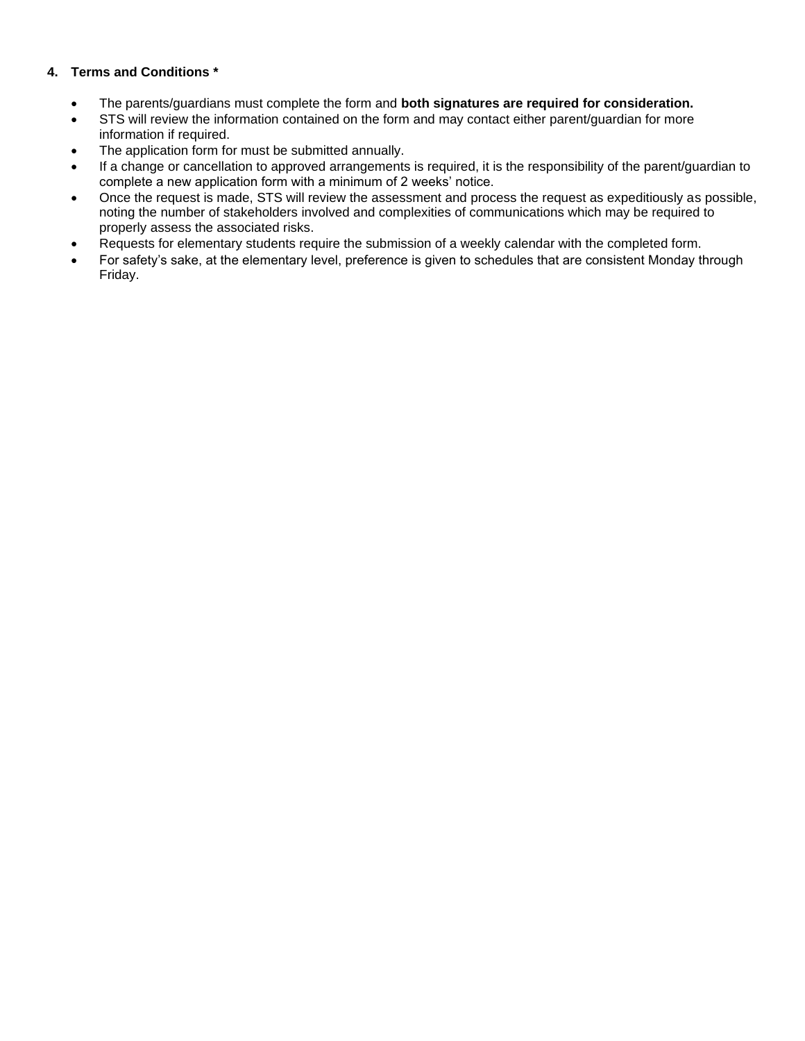## 4. Terms and Conditions *

- The parents/guardians must complete the form and **both signatures are required for consideration.**
- STS will review the information contained on the form and may contact either parent/guardian for more information if required.
- The application form for must be submitted annually.
- If a change or cancellation to approved arrangements is required, it is the responsibility of the parent/guardian to complete a new application form with a minimum of 2 weeks' notice.
- Once the request is made, STS will review the assessment and process the request as expeditiously as possible, noting the number of stakeholders involved and complexities of communications which may be required to properly assess the associated risks.
- Requests for elementary students require the submission of a weekly calendar with the completed form.
- For safety's sake, at the elementary level, preference is given to schedules that are consistent Monday through Friday.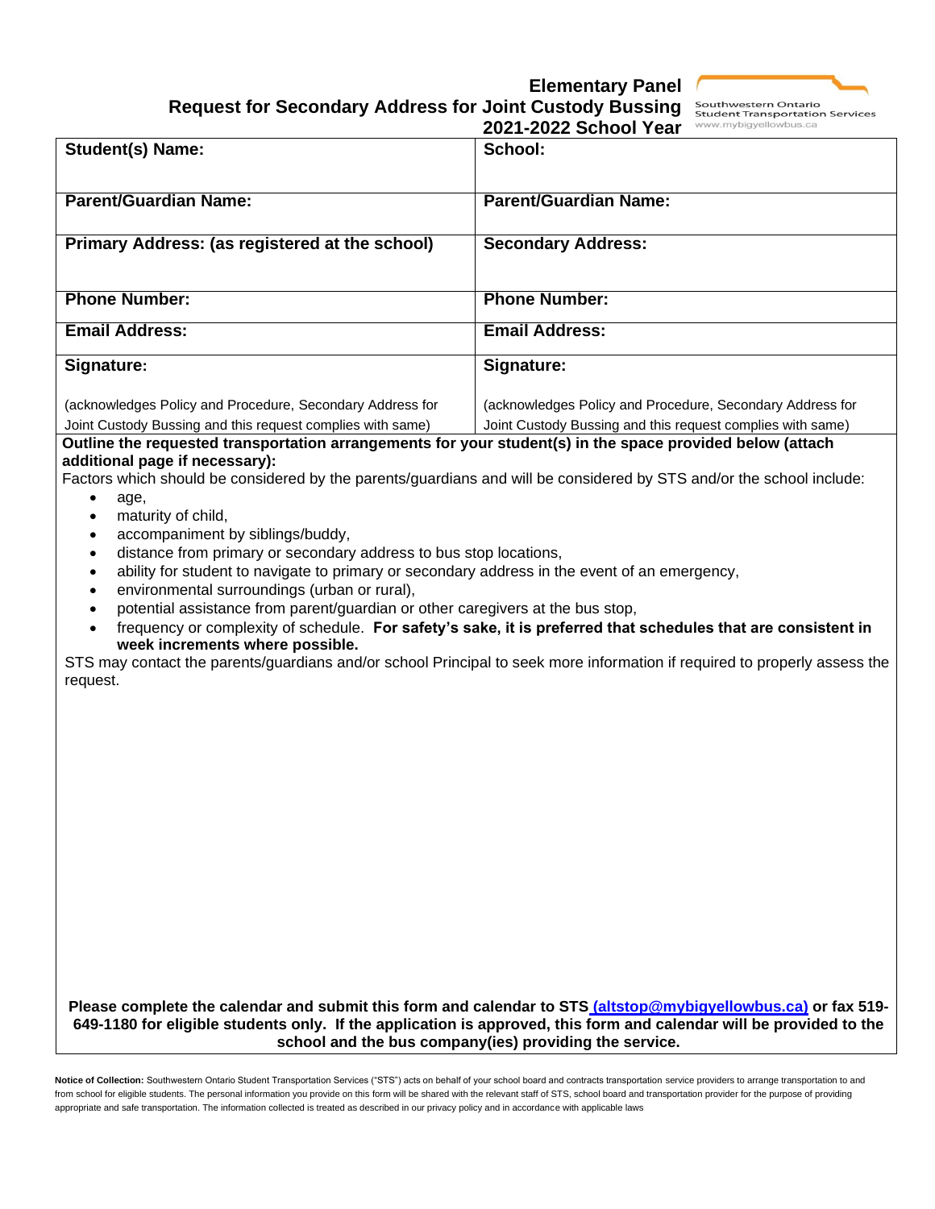# Elementary Panel
## Request for Secondary Address for Joint Custody Bussing
### 2021-2022 School Year

Southwestern Ontario Student Transportation Services
www.mybigyellowbus.ca

| **Student(s) Name:** | **School:** |
|---|---|
| **Parent/Guardian Name:** | **Parent/Guardian Name:** |
| **Primary Address: (as registered at the school)** | **Secondary Address:** |
| **Phone Number:** | **Phone Number:** |
| **Email Address:** | **Email Address:** |
| **Signature:** (acknowledges Policy and Procedure, Secondary Address for Joint Custody Bussing and this request complies with same) | **Signature:** (acknowledges Policy and Procedure, Secondary Address for Joint Custody Bussing and this request complies with same) |

**Outline the requested transportation arrangements for your student(s) in the space provided below (attach additional page if necessary):**

Factors which should be considered by the parents/guardians and will be considered by STS and/or the school include:

- age,
- maturity of child,
- accompaniment by siblings/buddy,
- distance from primary or secondary address to bus stop locations,
- ability for student to navigate to primary or secondary address in the event of an emergency,
- environmental surroundings (urban or rural),
- potential assistance from parent/guardian or other caregivers at the bus stop,
- frequency or complexity of schedule. **For safety's sake, it is preferred that schedules that are consistent in week increments where possible.**

STS may contact the parents/guardians and/or school Principal to seek more information if required to properly assess the request.

**Please complete the calendar and submit this form and calendar to STS (altstop@mybigyellowbus.ca) or fax 519-649-1180 for eligible students only. If the application is approved, this form and calendar will be provided to the school and the bus company(ies) providing the service.**

**Notice of Collection:** Southwestern Ontario Student Transportation Services ("STS") acts on behalf of your school board and contracts transportation service providers to arrange transportation to and from school for eligible students. The personal information you provide on this form will be shared with the relevant staff of STS, school board and transportation provider for the purpose of providing appropriate and safe transportation. The information collected is treated as described in our privacy policy and in accordance with applicable laws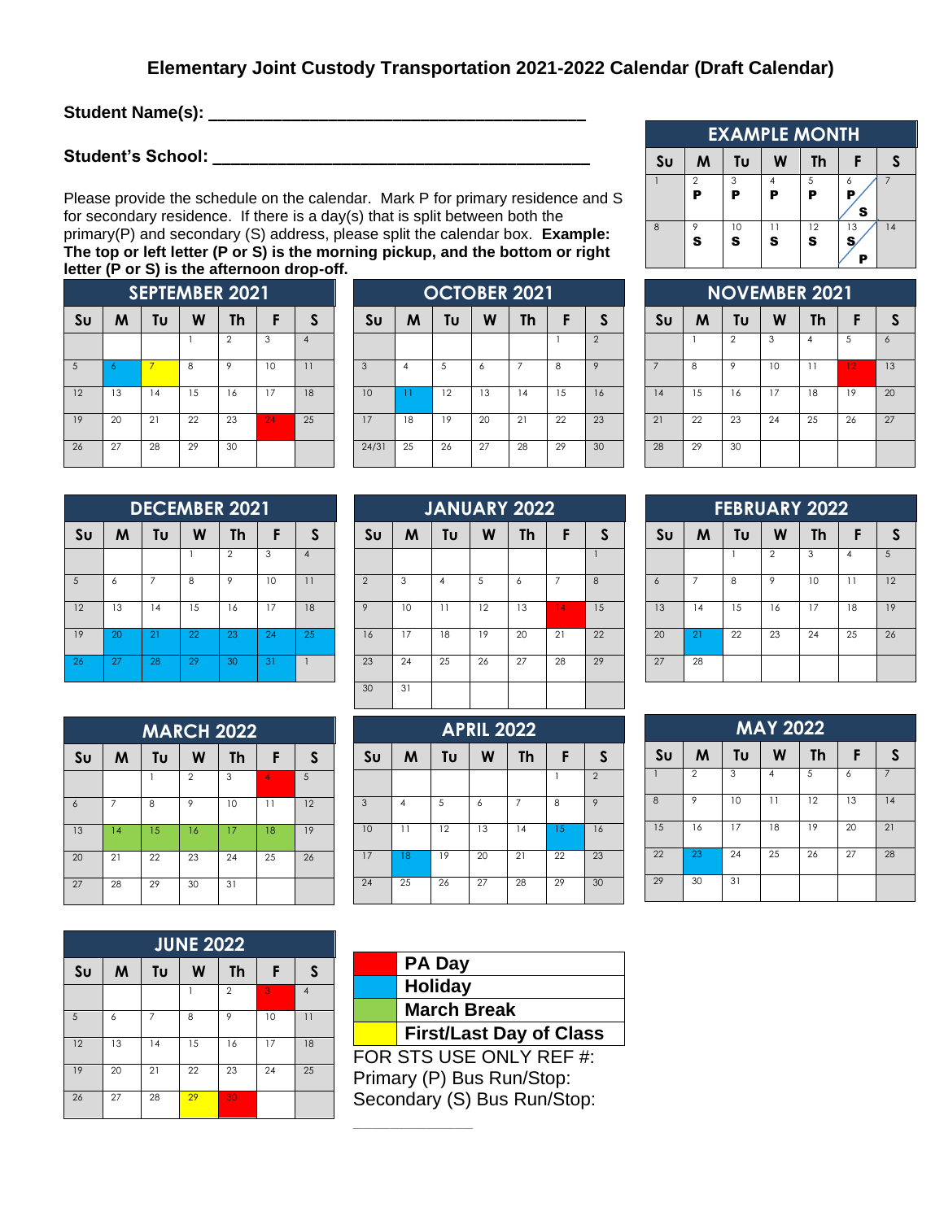# Elementary Joint Custody Transportation 2021-2022 Calendar (Draft Calendar)

**Student Name(s): ________________________________________**

**Student's School: ________________________________________**

Please provide the schedule on the calendar. Mark P for primary residence and S for secondary residence. If there is a day(s) that is split between both the primary(P) and secondary (S) address, please split the calendar box. **Example: The top or left letter (P or S) is the morning pickup, and the bottom or right letter (P or S) is the afternoon drop-off.**

**EXAMPLE MONTH**

| Su | M | Tu | W | Th | F | S |
|---|---|---|---|---|---|---|
| 1 | 2 P | 3 P | 4 P | 5 P | 6 P / S | 7 |
| 8 | 9 S | 10 S | 11 S | 12 S | 13 S / P | 14 |

**SEPTEMBER 2021**

| Su | M | Tu | W | Th | F | S |
|---|---|---|---|---|---|---|
| | | | 1 | 2 | 3 | 4 |
| 5 | 6 | 7 | 8 | 9 | 10 | 11 |
| 12 | 13 | 14 | 15 | 16 | 17 | 18 |
| 19 | 20 | 21 | 22 | 23 | 24 | 25 |
| 26 | 27 | 28 | 29 | 30 | | |

**OCTOBER 2021**

| Su | M | Tu | W | Th | F | S |
|---|---|---|---|---|---|---|
| | | | | | 1 | 2 |
| 3 | 4 | 5 | 6 | 7 | 8 | 9 |
| 10 | 11 | 12 | 13 | 14 | 15 | 16 |
| 17 | 18 | 19 | 20 | 21 | 22 | 23 |
| 24/31 | 25 | 26 | 27 | 28 | 29 | 30 |

**NOVEMBER 2021**

| Su | M | Tu | W | Th | F | S |
|---|---|---|---|---|---|---|
| | 1 | 2 | 3 | 4 | 5 | 6 |
| 7 | 8 | 9 | 10 | 11 | 12 | 13 |
| 14 | 15 | 16 | 17 | 18 | 19 | 20 |
| 21 | 22 | 23 | 24 | 25 | 26 | 27 |
| 28 | 29 | 30 | | | | |

**DECEMBER 2021**

| Su | M | Tu | W | Th | F | S |
|---|---|---|---|---|---|---|
| | | | 1 | 2 | 3 | 4 |
| 5 | 6 | 7 | 8 | 9 | 10 | 11 |
| 12 | 13 | 14 | 15 | 16 | 17 | 18 |
| 19 | 20 | 21 | 22 | 23 | 24 | 25 |
| 26 | 27 | 28 | 29 | 30 | 31 | 1 |

**JANUARY 2022**

| Su | M | Tu | W | Th | F | S |
|---|---|---|---|---|---|---|
| | | | | | | 1 |
| 2 | 3 | 4 | 5 | 6 | 7 | 8 |
| 9 | 10 | 11 | 12 | 13 | 14 | 15 |
| 16 | 17 | 18 | 19 | 20 | 21 | 22 |
| 23 | 24 | 25 | 26 | 27 | 28 | 29 |
| 30 | 31 | | | | | |

**FEBRUARY 2022**

| Su | M | Tu | W | Th | F | S |
|---|---|---|---|---|---|---|
| | | 1 | 2 | 3 | 4 | 5 |
| 6 | 7 | 8 | 9 | 10 | 11 | 12 |
| 13 | 14 | 15 | 16 | 17 | 18 | 19 |
| 20 | 21 | 22 | 23 | 24 | 25 | 26 |
| 27 | 28 | | | | | |

**MARCH 2022**

| Su | M | Tu | W | Th | F | S |
|---|---|---|---|---|---|---|
| | | 1 | 2 | 3 | 4 | 5 |
| 6 | 7 | 8 | 9 | 10 | 11 | 12 |
| 13 | 14 | 15 | 16 | 17 | 18 | 19 |
| 20 | 21 | 22 | 23 | 24 | 25 | 26 |
| 27 | 28 | 29 | 30 | 31 | | |

**APRIL 2022**

| Su | M | Tu | W | Th | F | S |
|---|---|---|---|---|---|---|
| | | | | | 1 | 2 |
| 3 | 4 | 5 | 6 | 7 | 8 | 9 |
| 10 | 11 | 12 | 13 | 14 | 15 | 16 |
| 17 | 18 | 19 | 20 | 21 | 22 | 23 |
| 24 | 25 | 26 | 27 | 28 | 29 | 30 |

**MAY 2022**

| Su | M | Tu | W | Th | F | S |
|---|---|---|---|---|---|---|
| 1 | 2 | 3 | 4 | 5 | 6 | 7 |
| 8 | 9 | 10 | 11 | 12 | 13 | 14 |
| 15 | 16 | 17 | 18 | 19 | 20 | 21 |
| 22 | 23 | 24 | 25 | 26 | 27 | 28 |
| 29 | 30 | 31 | | | | |

**JUNE 2022**

| Su | M | Tu | W | Th | F | S |
|---|---|---|---|---|---|---|
| | | | 1 | 2 | 3 | 4 |
| 5 | 6 | 7 | 8 | 9 | 10 | 11 |
| 12 | 13 | 14 | 15 | 16 | 17 | 18 |
| 19 | 20 | 21 | 22 | 23 | 24 | 25 |
| 26 | 27 | 28 | 29 | 30 | | |

| Colour | Legend |
|---|---|
| Red | **PA Day** |
| Blue | **Holiday** |
| Green | **March Break** |
| Yellow | **First/Last Day of Class** |

FOR STS USE ONLY REF #:

Primary (P) Bus Run/Stop:

Secondary (S) Bus Run/Stop: